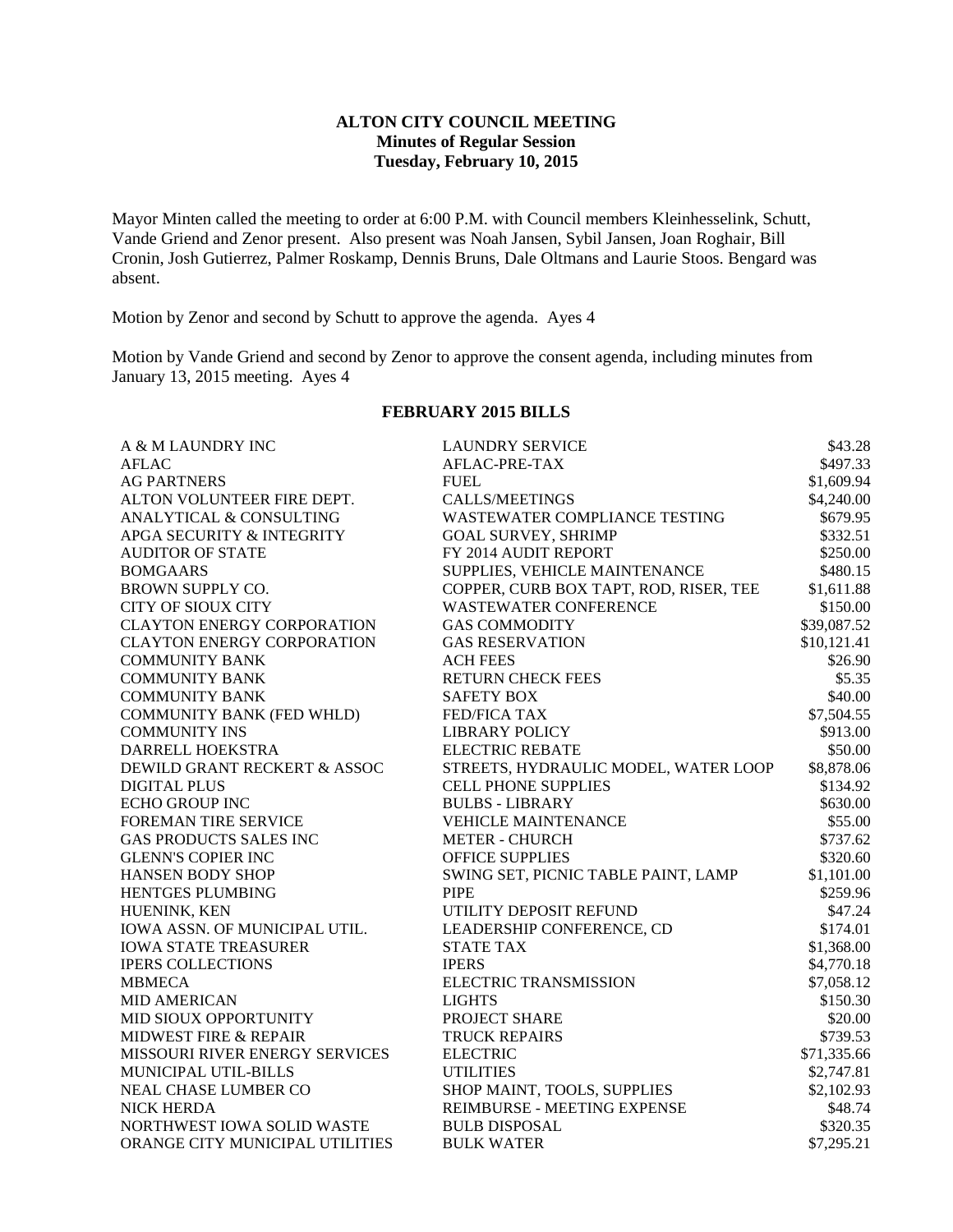# ALTON CITY COUNCIL MEETING
## Minutes of Regular Session
## Tuesday, February 10, 2015

Mayor Minten called the meeting to order at 6:00 P.M. with Council members Kleinhesselink, Schutt, Vande Griend and Zenor present. Also present was Noah Jansen, Sybil Jansen, Joan Roghair, Bill Cronin, Josh Gutierrez, Palmer Roskamp, Dennis Bruns, Dale Oltmans and Laurie Stoos. Bengard was absent.

Motion by Zenor and second by Schutt to approve the agenda. Ayes 4

Motion by Vande Griend and second by Zenor to approve the consent agenda, including minutes from January 13, 2015 meeting. Ayes 4

### FEBRUARY 2015 BILLS

| | | |
|---|---|---|
| A & M LAUNDRY INC | LAUNDRY SERVICE | $43.28 |
| AFLAC | AFLAC-PRE-TAX | $497.33 |
| AG PARTNERS | FUEL | $1,609.94 |
| ALTON VOLUNTEER FIRE DEPT. | CALLS/MEETINGS | $4,240.00 |
| ANALYTICAL & CONSULTING | WASTEWATER COMPLIANCE TESTING | $679.95 |
| APGA SECURITY & INTEGRITY | GOAL SURVEY, SHRIMP | $332.51 |
| AUDITOR OF STATE | FY 2014 AUDIT REPORT | $250.00 |
| BOMGAARS | SUPPLIES, VEHICLE MAINTENANCE | $480.15 |
| BROWN SUPPLY CO. | COPPER, CURB BOX TAPT, ROD, RISER, TEE | $1,611.88 |
| CITY OF SIOUX CITY | WASTEWATER CONFERENCE | $150.00 |
| CLAYTON ENERGY CORPORATION | GAS COMMODITY | $39,087.52 |
| CLAYTON ENERGY CORPORATION | GAS RESERVATION | $10,121.41 |
| COMMUNITY BANK | ACH FEES | $26.90 |
| COMMUNITY BANK | RETURN CHECK FEES | $5.35 |
| COMMUNITY BANK | SAFETY BOX | $40.00 |
| COMMUNITY BANK (FED WHLD) | FED/FICA TAX | $7,504.55 |
| COMMUNITY INS | LIBRARY POLICY | $913.00 |
| DARRELL HOEKSTRA | ELECTRIC REBATE | $50.00 |
| DEWILD GRANT RECKERT & ASSOC | STREETS, HYDRAULIC MODEL, WATER LOOP | $8,878.06 |
| DIGITAL PLUS | CELL PHONE SUPPLIES | $134.92 |
| ECHO GROUP INC | BULBS - LIBRARY | $630.00 |
| FOREMAN TIRE SERVICE | VEHICLE MAINTENANCE | $55.00 |
| GAS PRODUCTS SALES INC | METER - CHURCH | $737.62 |
| GLENN'S COPIER INC | OFFICE SUPPLIES | $320.60 |
| HANSEN BODY SHOP | SWING SET, PICNIC TABLE PAINT, LAMP | $1,101.00 |
| HENTGES PLUMBING | PIPE | $259.96 |
| HUENINK, KEN | UTILITY DEPOSIT REFUND | $47.24 |
| IOWA ASSN. OF MUNICIPAL UTIL. | LEADERSHIP CONFERENCE, CD | $174.01 |
| IOWA STATE TREASURER | STATE TAX | $1,368.00 |
| IPERS COLLECTIONS | IPERS | $4,770.18 |
| MBMECA | ELECTRIC TRANSMISSION | $7,058.12 |
| MID AMERICAN | LIGHTS | $150.30 |
| MID SIOUX OPPORTUNITY | PROJECT SHARE | $20.00 |
| MIDWEST FIRE & REPAIR | TRUCK REPAIRS | $739.53 |
| MISSOURI RIVER ENERGY SERVICES | ELECTRIC | $71,335.66 |
| MUNICIPAL UTIL-BILLS | UTILITIES | $2,747.81 |
| NEAL CHASE LUMBER CO | SHOP MAINT, TOOLS, SUPPLIES | $2,102.93 |
| NICK HERDA | REIMBURSE - MEETING EXPENSE | $48.74 |
| NORTHWEST IOWA SOLID WASTE | BULB DISPOSAL | $320.35 |
| ORANGE CITY MUNICIPAL UTILITIES | BULK WATER | $7,295.21 |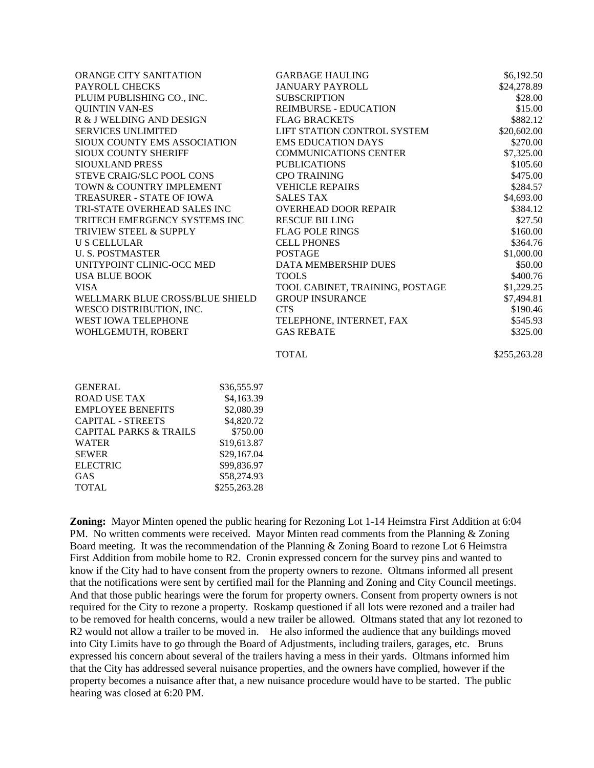| | | |
|---|---|---|
| ORANGE CITY SANITATION | GARBAGE HAULING | $6,192.50 |
| PAYROLL CHECKS | JANUARY PAYROLL | $24,278.89 |
| PLUIM PUBLISHING CO., INC. | SUBSCRIPTION | $28.00 |
| QUINTIN VAN-ES | REIMBURSE - EDUCATION | $15.00 |
| R & J WELDING AND DESIGN | FLAG BRACKETS | $882.12 |
| SERVICES UNLIMITED | LIFT STATION CONTROL SYSTEM | $20,602.00 |
| SIOUX COUNTY EMS ASSOCIATION | EMS EDUCATION DAYS | $270.00 |
| SIOUX COUNTY SHERIFF | COMMUNICATIONS CENTER | $7,325.00 |
| SIOUXLAND PRESS | PUBLICATIONS | $105.60 |
| STEVE CRAIG/SLC POOL CONS | CPO TRAINING | $475.00 |
| TOWN & COUNTRY IMPLEMENT | VEHICLE REPAIRS | $284.57 |
| TREASURER - STATE OF IOWA | SALES TAX | $4,693.00 |
| TRI-STATE OVERHEAD SALES INC | OVERHEAD DOOR REPAIR | $384.12 |
| TRITECH EMERGENCY SYSTEMS INC | RESCUE BILLING | $27.50 |
| TRIVIEW STEEL & SUPPLY | FLAG POLE RINGS | $160.00 |
| U S CELLULAR | CELL PHONES | $364.76 |
| U. S. POSTMASTER | POSTAGE | $1,000.00 |
| UNITYPOINT CLINIC-OCC MED | DATA MEMBERSHIP DUES | $50.00 |
| USA BLUE BOOK | TOOLS | $400.76 |
| VISA | TOOL CABINET, TRAINING, POSTAGE | $1,229.25 |
| WELLMARK BLUE CROSS/BLUE SHIELD | GROUP INSURANCE | $7,494.81 |
| WESCO DISTRIBUTION, INC. | CTS | $190.46 |
| WEST IOWA TELEPHONE | TELEPHONE, INTERNET, FAX | $545.93 |
| WOHLGEMUTH, ROBERT | GAS REBATE | $325.00 |
| | TOTAL | $255,263.28 |

| | |
|---|---|
| GENERAL | $36,555.97 |
| ROAD USE TAX | $4,163.39 |
| EMPLOYEE BENEFITS | $2,080.39 |
| CAPITAL - STREETS | $4,820.72 |
| CAPITAL PARKS & TRAILS | $750.00 |
| WATER | $19,613.87 |
| SEWER | $29,167.04 |
| ELECTRIC | $99,836.97 |
| GAS | $58,274.93 |
| TOTAL | $255,263.28 |

**Zoning:** Mayor Minten opened the public hearing for Rezoning Lot 1-14 Heimstra First Addition at 6:04 PM. No written comments were received. Mayor Minten read comments from the Planning & Zoning Board meeting. It was the recommendation of the Planning & Zoning Board to rezone Lot 6 Heimstra First Addition from mobile home to R2. Cronin expressed concern for the survey pins and wanted to know if the City had to have consent from the property owners to rezone. Oltmans informed all present that the notifications were sent by certified mail for the Planning and Zoning and City Council meetings. And that those public hearings were the forum for property owners. Consent from property owners is not required for the City to rezone a property. Roskamp questioned if all lots were rezoned and a trailer had to be removed for health concerns, would a new trailer be allowed. Oltmans stated that any lot rezoned to R2 would not allow a trailer to be moved in. He also informed the audience that any buildings moved into City Limits have to go through the Board of Adjustments, including trailers, garages, etc. Bruns expressed his concern about several of the trailers having a mess in their yards. Oltmans informed him that the City has addressed several nuisance properties, and the owners have complied, however if the property becomes a nuisance after that, a new nuisance procedure would have to be started. The public hearing was closed at 6:20 PM.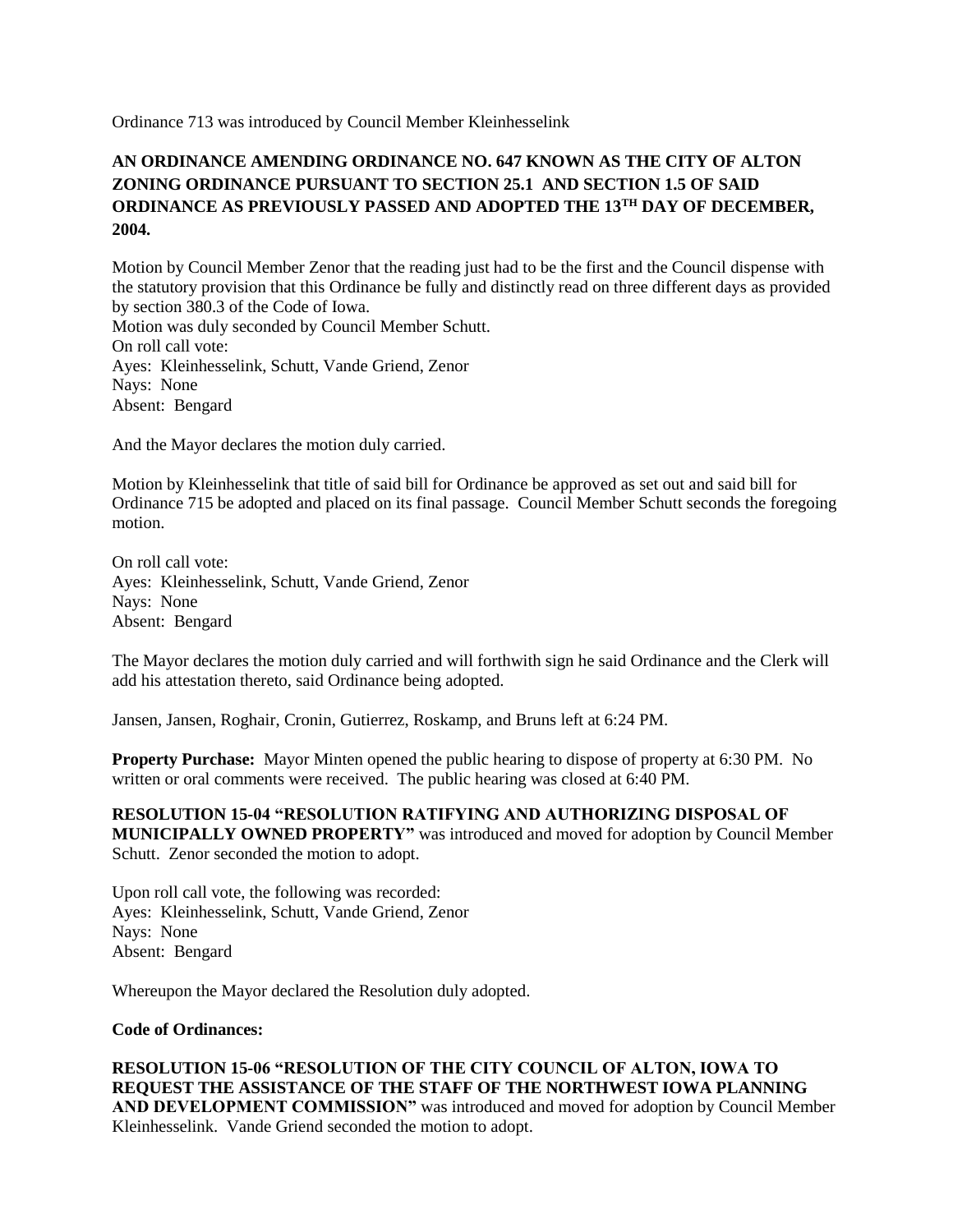Ordinance 713 was introduced by Council Member Kleinhesselink

**AN ORDINANCE AMENDING ORDINANCE NO. 647 KNOWN AS THE CITY OF ALTON ZONING ORDINANCE PURSUANT TO SECTION 25.1 AND SECTION 1.5 OF SAID ORDINANCE AS PREVIOUSLY PASSED AND ADOPTED THE 13TH DAY OF DECEMBER, 2004.**

Motion by Council Member Zenor that the reading just had to be the first and the Council dispense with the statutory provision that this Ordinance be fully and distinctly read on three different days as provided by section 380.3 of the Code of Iowa.
Motion was duly seconded by Council Member Schutt.
On roll call vote:
Ayes: Kleinhesselink, Schutt, Vande Griend, Zenor
Nays: None
Absent: Bengard

And the Mayor declares the motion duly carried.

Motion by Kleinhesselink that title of said bill for Ordinance be approved as set out and said bill for Ordinance 715 be adopted and placed on its final passage. Council Member Schutt seconds the foregoing motion.

On roll call vote:
Ayes: Kleinhesselink, Schutt, Vande Griend, Zenor
Nays: None
Absent: Bengard

The Mayor declares the motion duly carried and will forthwith sign he said Ordinance and the Clerk will add his attestation thereto, said Ordinance being adopted.

Jansen, Jansen, Roghair, Cronin, Gutierrez, Roskamp, and Bruns left at 6:24 PM.

**Property Purchase:** Mayor Minten opened the public hearing to dispose of property at 6:30 PM. No written or oral comments were received. The public hearing was closed at 6:40 PM.

**RESOLUTION 15-04 "RESOLUTION RATIFYING AND AUTHORIZING DISPOSAL OF MUNICIPALLY OWNED PROPERTY"** was introduced and moved for adoption by Council Member Schutt. Zenor seconded the motion to adopt.

Upon roll call vote, the following was recorded:
Ayes: Kleinhesselink, Schutt, Vande Griend, Zenor
Nays: None
Absent: Bengard

Whereupon the Mayor declared the Resolution duly adopted.

**Code of Ordinances:**

**RESOLUTION 15-06 "RESOLUTION OF THE CITY COUNCIL OF ALTON, IOWA TO REQUEST THE ASSISTANCE OF THE STAFF OF THE NORTHWEST IOWA PLANNING AND DEVELOPMENT COMMISSION"** was introduced and moved for adoption by Council Member Kleinhesselink. Vande Griend seconded the motion to adopt.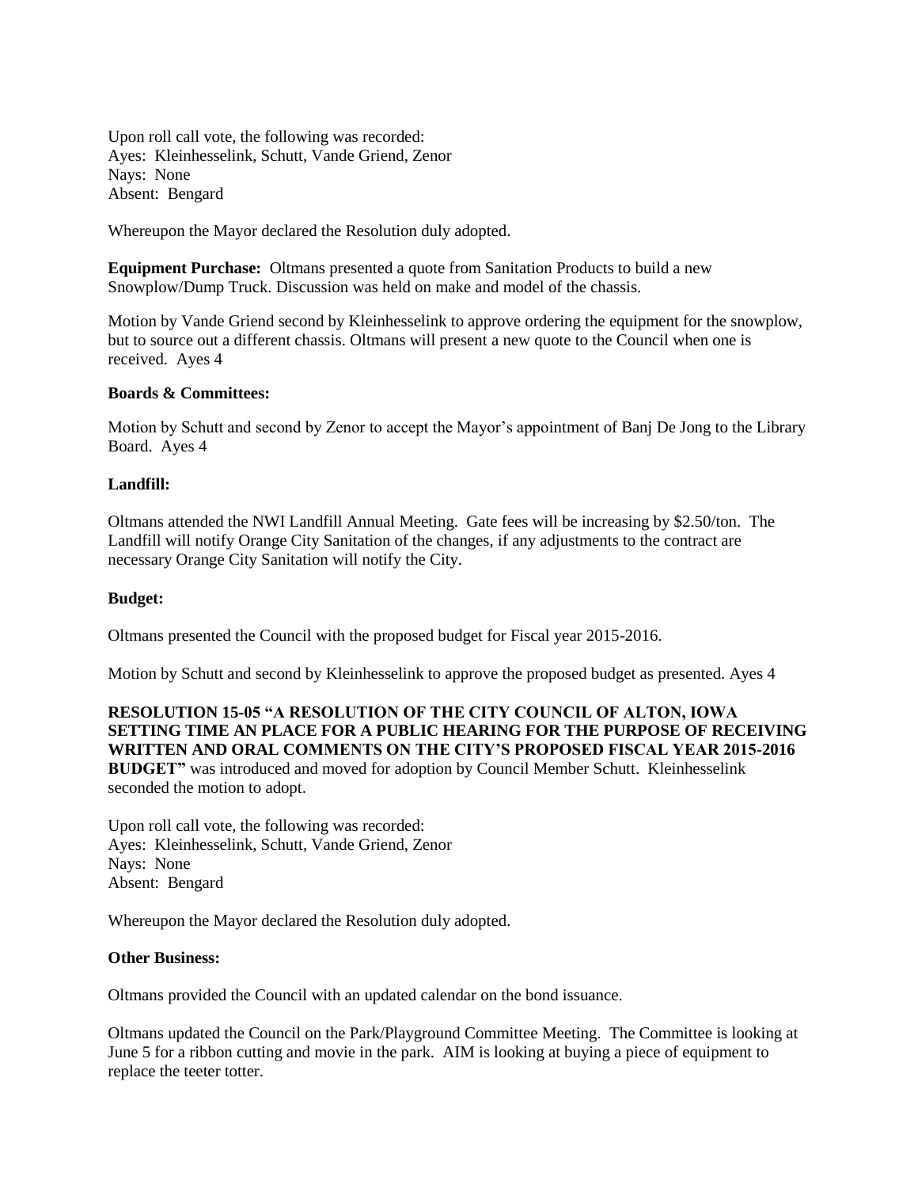Upon roll call vote, the following was recorded:
Ayes: Kleinhesselink, Schutt, Vande Griend, Zenor
Nays: None
Absent: Bengard

Whereupon the Mayor declared the Resolution duly adopted.

**Equipment Purchase:** Oltmans presented a quote from Sanitation Products to build a new Snowplow/Dump Truck. Discussion was held on make and model of the chassis.

Motion by Vande Griend second by Kleinhesselink to approve ordering the equipment for the snowplow, but to source out a different chassis. Oltmans will present a new quote to the Council when one is received. Ayes 4

**Boards & Committees:**

Motion by Schutt and second by Zenor to accept the Mayor's appointment of Banj De Jong to the Library Board. Ayes 4

**Landfill:**

Oltmans attended the NWI Landfill Annual Meeting. Gate fees will be increasing by $2.50/ton. The Landfill will notify Orange City Sanitation of the changes, if any adjustments to the contract are necessary Orange City Sanitation will notify the City.

**Budget:**

Oltmans presented the Council with the proposed budget for Fiscal year 2015-2016.

Motion by Schutt and second by Kleinhesselink to approve the proposed budget as presented. Ayes 4

**RESOLUTION 15-05 "A RESOLUTION OF THE CITY COUNCIL OF ALTON, IOWA SETTING TIME AN PLACE FOR A PUBLIC HEARING FOR THE PURPOSE OF RECEIVING WRITTEN AND ORAL COMMENTS ON THE CITY'S PROPOSED FISCAL YEAR 2015-2016 BUDGET"** was introduced and moved for adoption by Council Member Schutt. Kleinhesselink seconded the motion to adopt.

Upon roll call vote, the following was recorded:
Ayes: Kleinhesselink, Schutt, Vande Griend, Zenor
Nays: None
Absent: Bengard

Whereupon the Mayor declared the Resolution duly adopted.

**Other Business:**

Oltmans provided the Council with an updated calendar on the bond issuance.

Oltmans updated the Council on the Park/Playground Committee Meeting. The Committee is looking at June 5 for a ribbon cutting and movie in the park. AIM is looking at buying a piece of equipment to replace the teeter totter.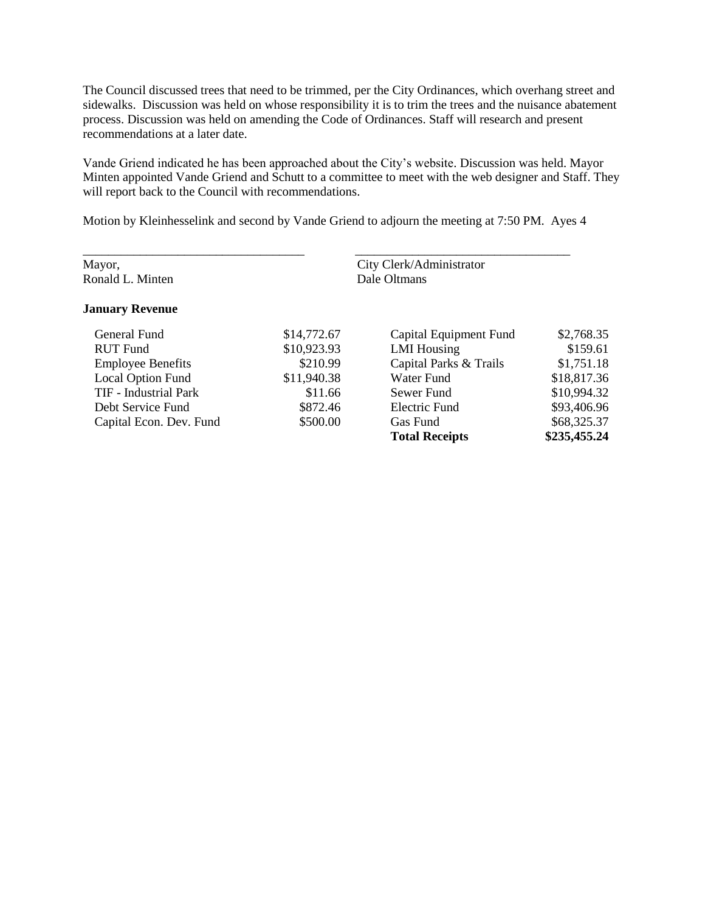The Council discussed trees that need to be trimmed, per the City Ordinances, which overhang street and sidewalks. Discussion was held on whose responsibility it is to trim the trees and the nuisance abatement process. Discussion was held on amending the Code of Ordinances. Staff will research and present recommendations at a later date.

Vande Griend indicated he has been approached about the City's website. Discussion was held. Mayor Minten appointed Vande Griend and Schutt to a committee to meet with the web designer and Staff. They will report back to the Council with recommendations.

Motion by Kleinhesselink and second by Vande Griend to adjourn the meeting at 7:50 PM. Ayes 4

\_\_\_\_\_\_\_\_\_\_\_\_\_\_\_\_\_\_\_\_\_\_\_\_\_\_\_\_\_\_\_\_\_\_\_ \_\_\_\_\_\_\_\_\_\_\_\_\_\_\_\_\_\_\_\_\_\_\_\_\_\_\_\_\_\_\_\_\_\_\_

Mayor,
Ronald L. Minten

City Clerk/Administrator
Dale Oltmans

**January Revenue**

| | | | |
|---|---|---|---|
| General Fund | $14,772.67 | Capital Equipment Fund | $2,768.35 |
| RUT Fund | $10,923.93 | LMI Housing | $159.61 |
| Employee Benefits | $210.99 | Capital Parks & Trails | $1,751.18 |
| Local Option Fund | $11,940.38 | Water Fund | $18,817.36 |
| TIF - Industrial Park | $11.66 | Sewer Fund | $10,994.32 |
| Debt Service Fund | $872.46 | Electric Fund | $93,406.96 |
| Capital Econ. Dev. Fund | $500.00 | Gas Fund | $68,325.37 |
| | | **Total Receipts** | **$235,455.24** |